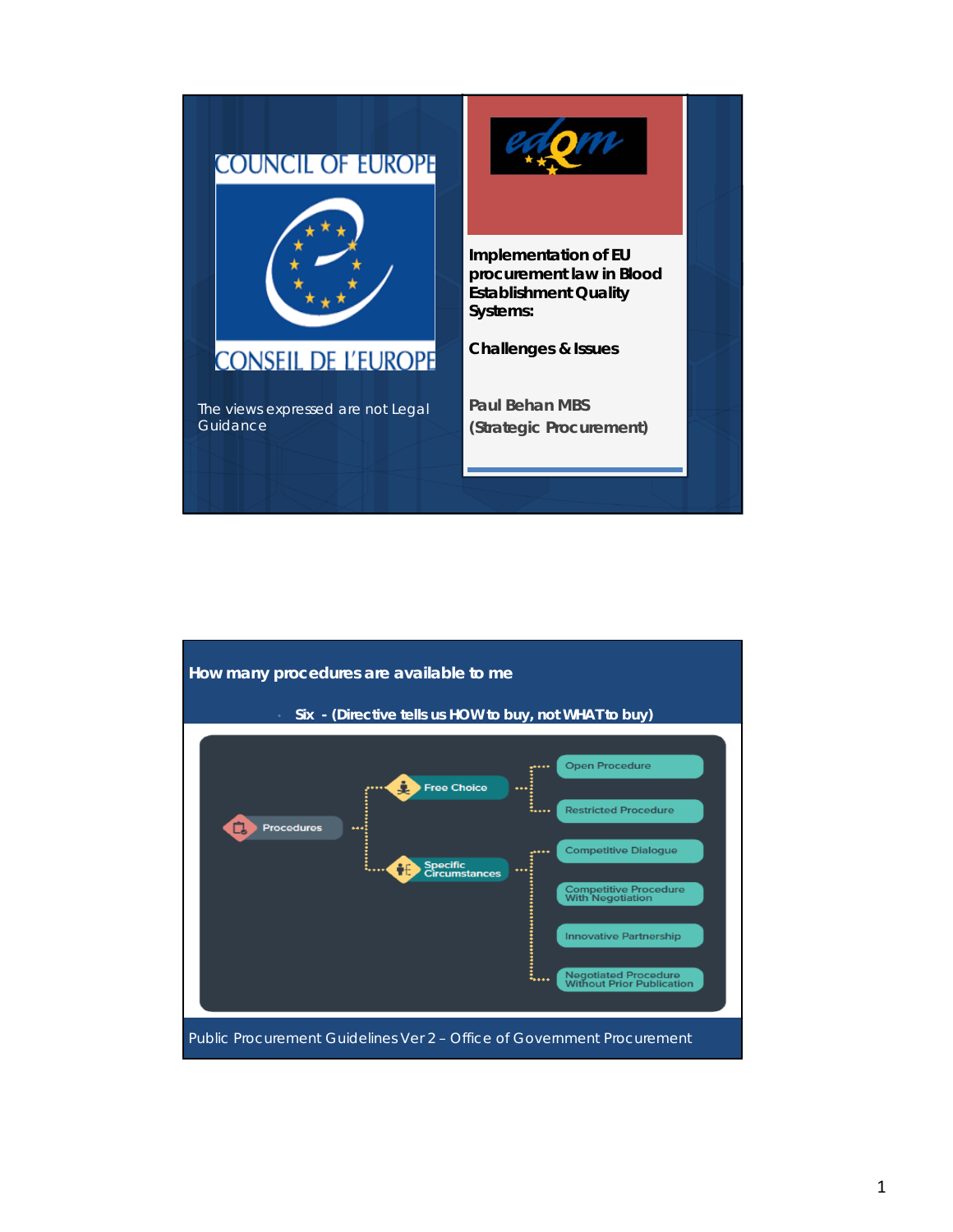COUNCIL OF EUROPE

CONSEIL DE L'EUROPE

The views expressed are not Legal Guidance

edqm

**Implementation of EU procurement law in Blood Establishment Quality Systems:**

**Challenges & Issues**

**Paul Behan MBS**
**(Strategic Procurement)**

## How many procedures are available to me

- **Six - (Directive tells us HOW to buy, not WHAT to buy)**

- Procedures
  - Free Choice
    - Open Procedure
    - Restricted Procedure
  - Specific Circumstances
    - Competitive Dialogue
    - Competitive Procedure With Negotiation
    - Innovative Partnership
    - Negotiated Procedure Without Prior Publication

Public Procurement Guidelines Ver 2 – Office of Government Procurement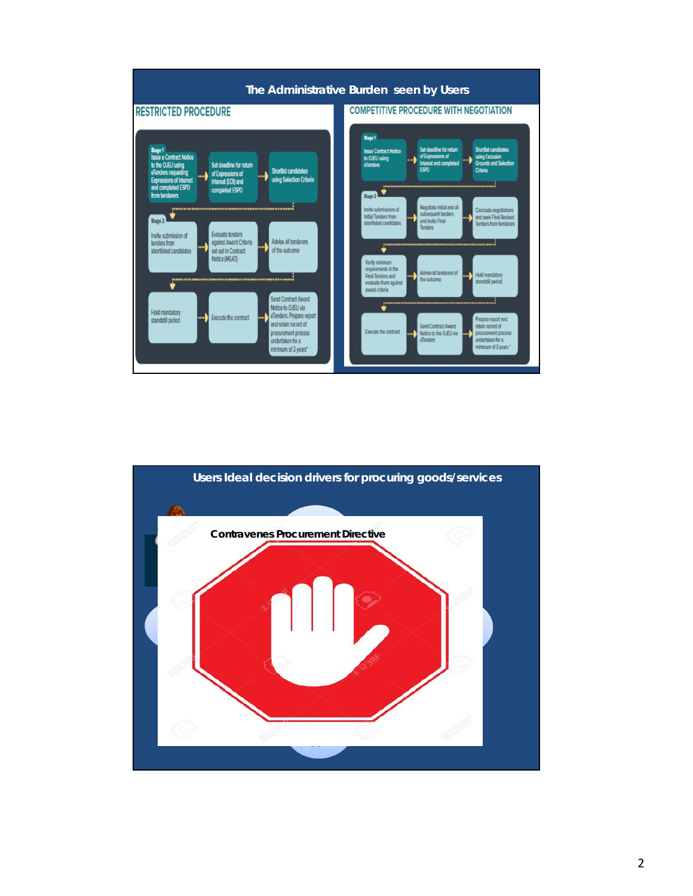## The Administrative Burden seen by Users

### RESTRICTED PROCEDURE

**Stage 1**

- Issue a Contract Notice to the OJEU using eTenders requesting Expressions of Interest and completed ESPD from tenderers
- Set deadline for return of Expressions of Interest (EOI) and completed ESPD
- Shortlist candidates using Selection Criteria

**Stage 2**

- Invite submission of tenders from shortlisted candidates
- Evaluate tenders against Award Criteria set out in Contract Notice (MEAT)
- Advise all tenderers of the outcome
- Hold mandatory standstill period
- Execute the contract
- Send Contract Award Notice to OJEU via eTenders. Prepare report and retain record of procurement process undertaken for a minimum of 3 years*

### COMPETITIVE PROCEDURE WITH NEGOTIATION

**Stage 1**

- Issue Contract Notice to OJEU using eTenders
- Set deadline for return of Expressions of Interest and completed ESPD
- Shortlist candidates using Exclusion Grounds and Selection Criteria

**Stage 2**

- Invite submissions of Initial Tenders from shortlisted candidates
- Negotiate Initial and all subsequent tenders and invite Final Tenders
- Conclude negotiations and seek Final Revised Tenders from tenderers
- Verify minimum requirements in the Final Tenders and evaluate them against award criteria
- Advise all tenderers of the outcome
- Hold mandatory standstill period
- Execute the contract
- Send Contract Award Notice to the OJEU via eTenders
- Prepare report and retain record of procurement process undertaken for a minimum of 3 years*

## Users Ideal decision drivers for procuring goods/services

**Contravenes Procurement Directive**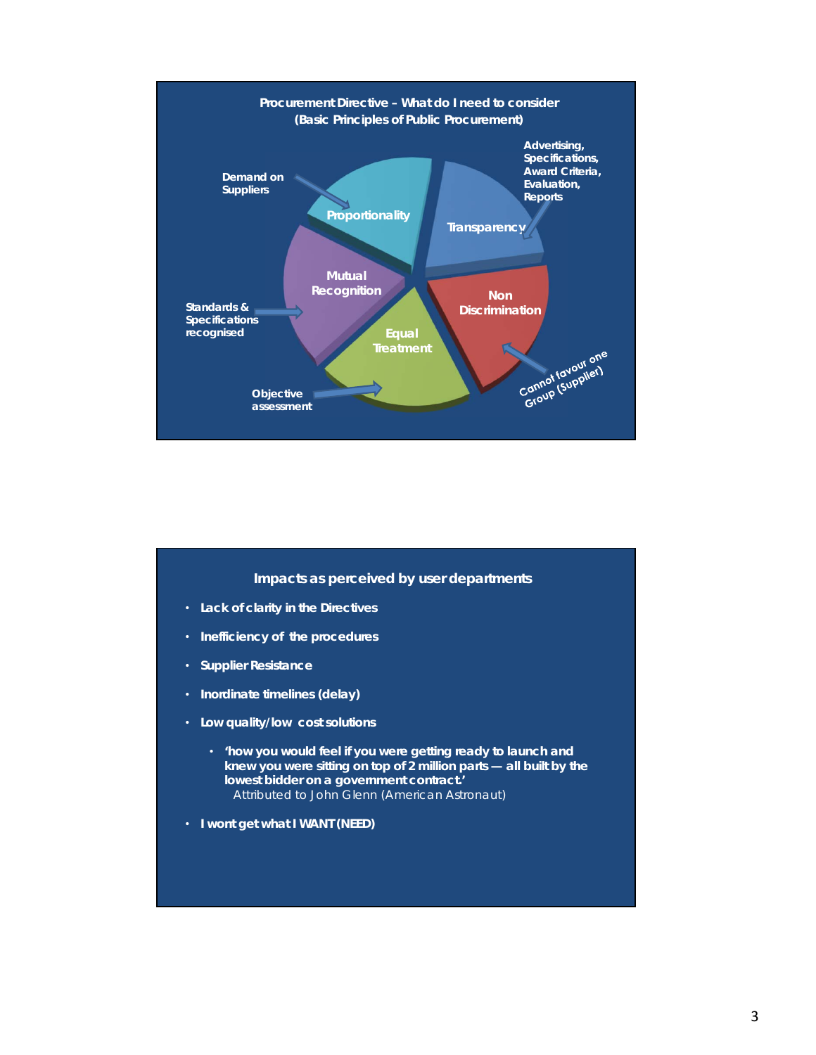## Procurement Directive – What do I need to consider (Basic Principles of Public Procurement)

- Proportionality – Demand on Suppliers
- Transparency – Advertising, Specifications, Award Criteria, Evaluation, Reports
- Non Discrimination – Cannot favour one Group (Supplier)
- Equal Treatment – Objective assessment
- Mutual Recognition – Standards & Specifications recognised

## Impacts as perceived by user departments

- Lack of clarity in the Directives
- Inefficiency of the procedures
- Supplier Resistance
- Inordinate timelines (delay)
- Low quality/low cost solutions
  - 'how you would feel if you were getting ready to launch and knew you were sitting on top of 2 million parts — all built by the lowest bidder on a government contract.'
    Attributed to John Glenn (American Astronaut)
- I wont get what I WANT (NEED)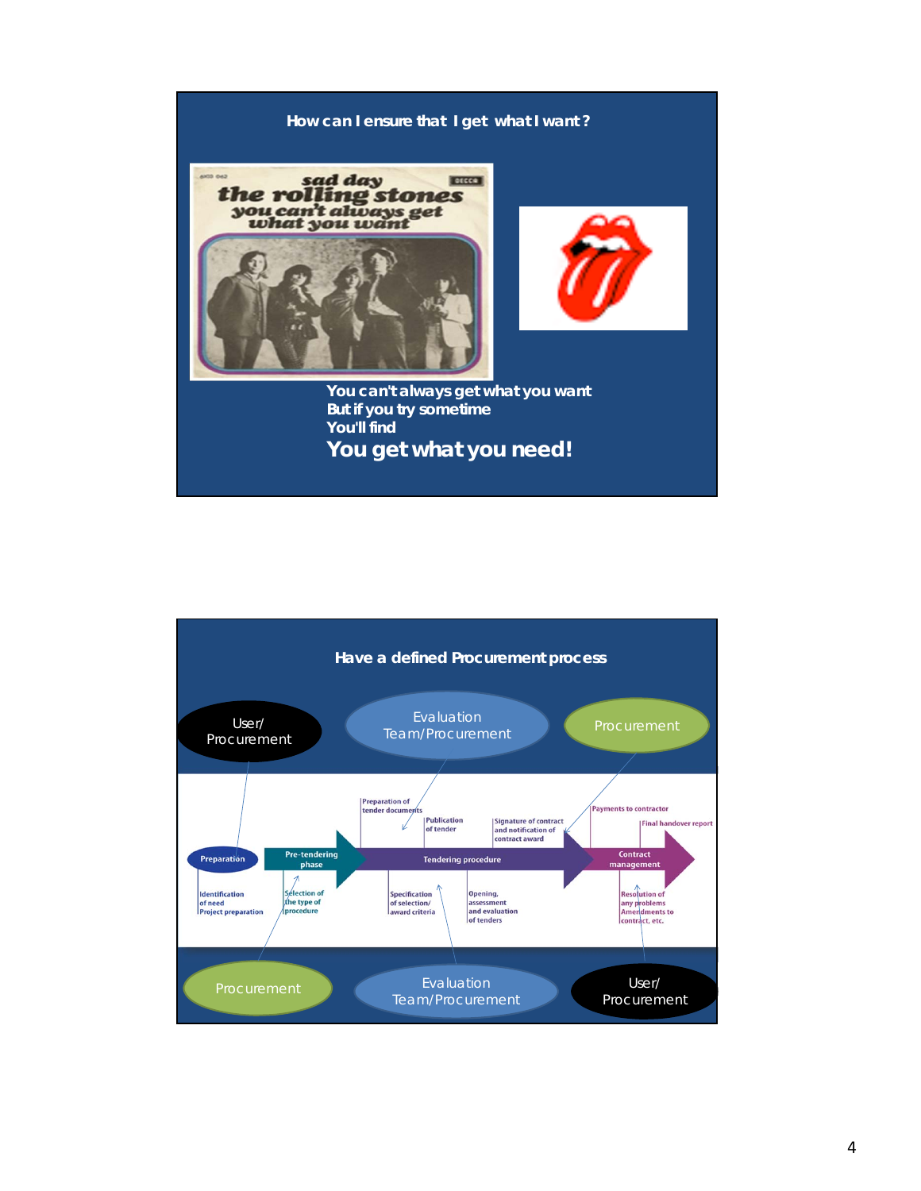## How can I ensure that I get what I want?

You can't always get what you want
But if you try sometime
You'll find
**You get what you need!**

## Have a defined Procurement process

- User/ Procurement → Preparation
  - Identification of need
  - Project preparation
- Procurement → Pre-tendering phase
  - Selection of the type of procedure
- Evaluation Team/Procurement → Tendering procedure
  - Preparation of tender documents
  - Publication of tender
  - Specification of selection/ award criteria
  - Opening, assessment and evaluation of tenders
  - Signature of contract and notification of contract award
- Procurement → Contract management
  - Payments to contractor
  - Final handover report
- User/ Procurement → Contract management
  - Resolution of any problems
  - Amendments to contract, etc.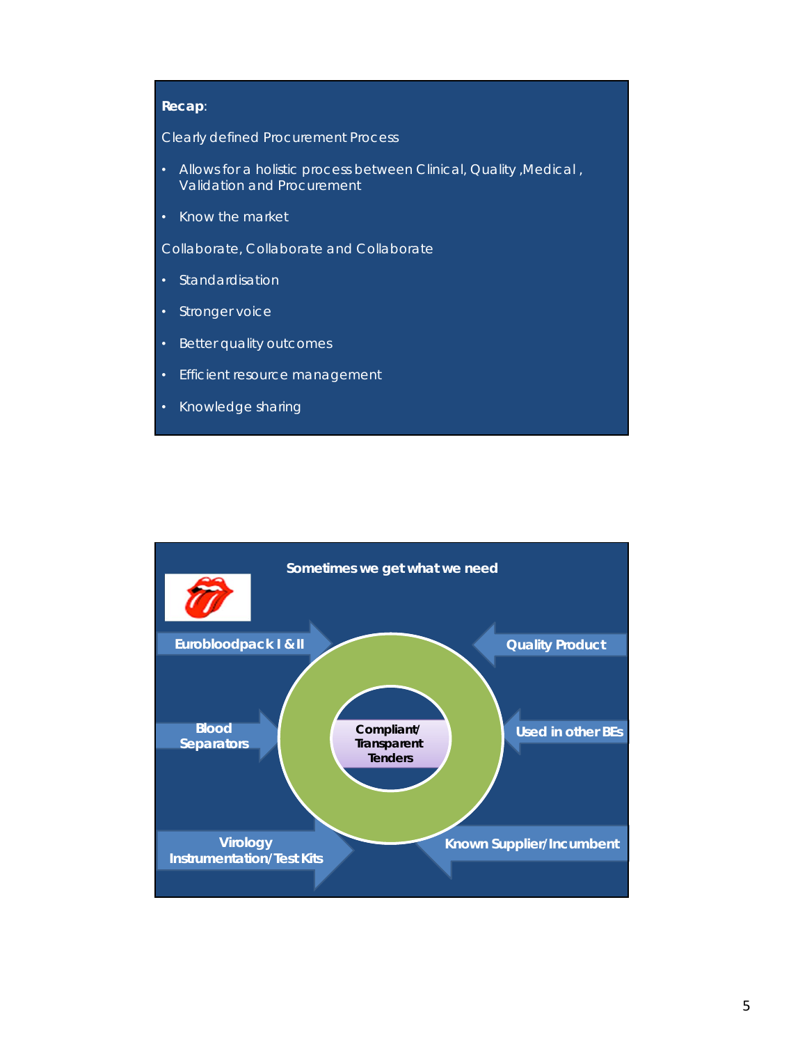**Recap**:

Clearly defined Procurement Process

- Allows for a holistic process between Clinical, Quality ,Medical , Validation and Procurement
- Know the market

Collaborate, Collaborate and Collaborate

- Standardisation
- Stronger voice
- Better quality outcomes
- Efficient resource management
- Knowledge sharing

**Sometimes we get what we need**

Eurobloodpack I & II

Blood Separators

Virology Instrumentation/Test Kits

Quality Product

Used in other BEs

Known Supplier/Incumbent

Compliant/ Transparent Tenders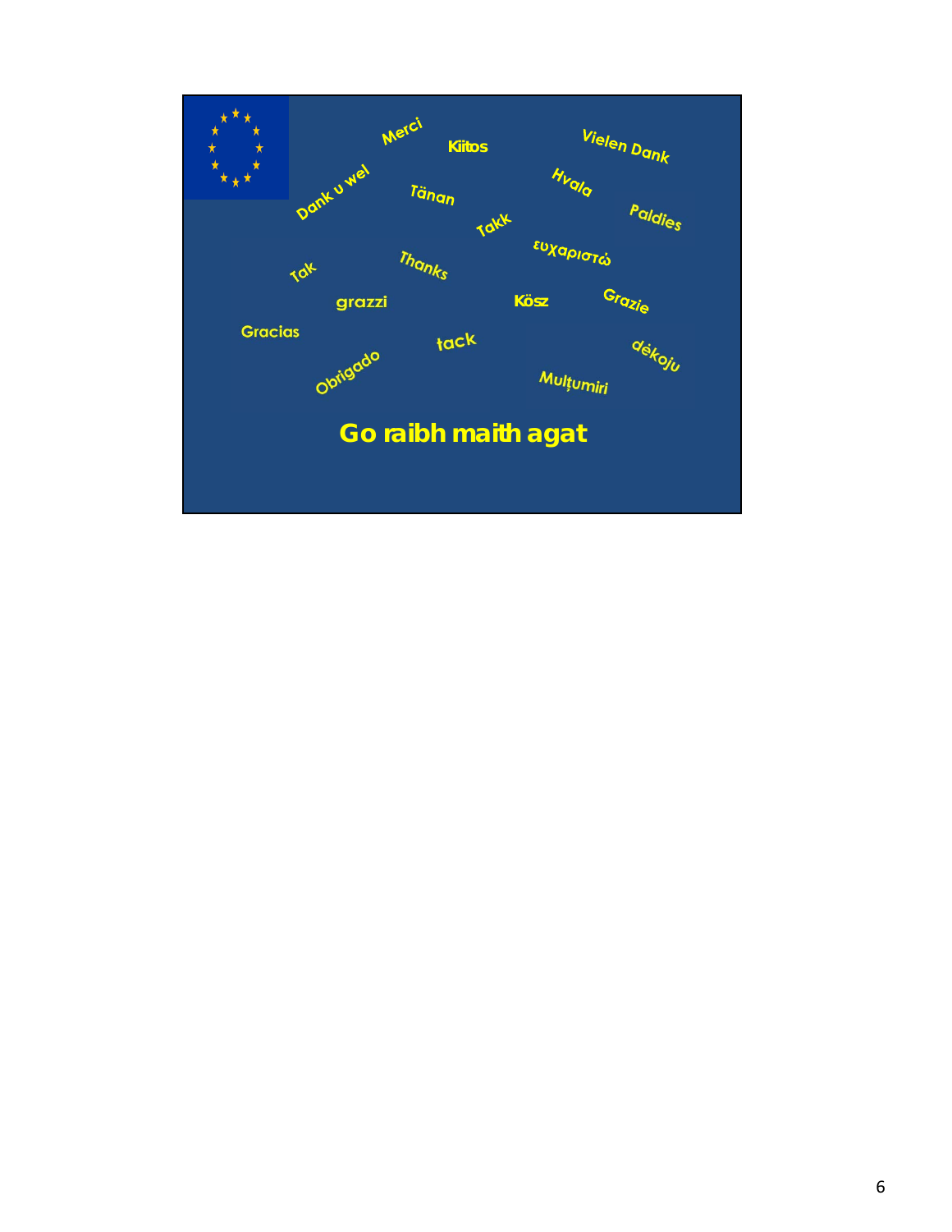Merci

Kiitos

Vielen Dank

Dank u wel

Tänan

Hvala

Takk

Paldies

ευχαριστώ

Tak

Thanks

grazzi

Kösz

Grazie

Gracias

tack

dėkoju

Obrigado

Mulțumiri

**Go raibh maith agat**